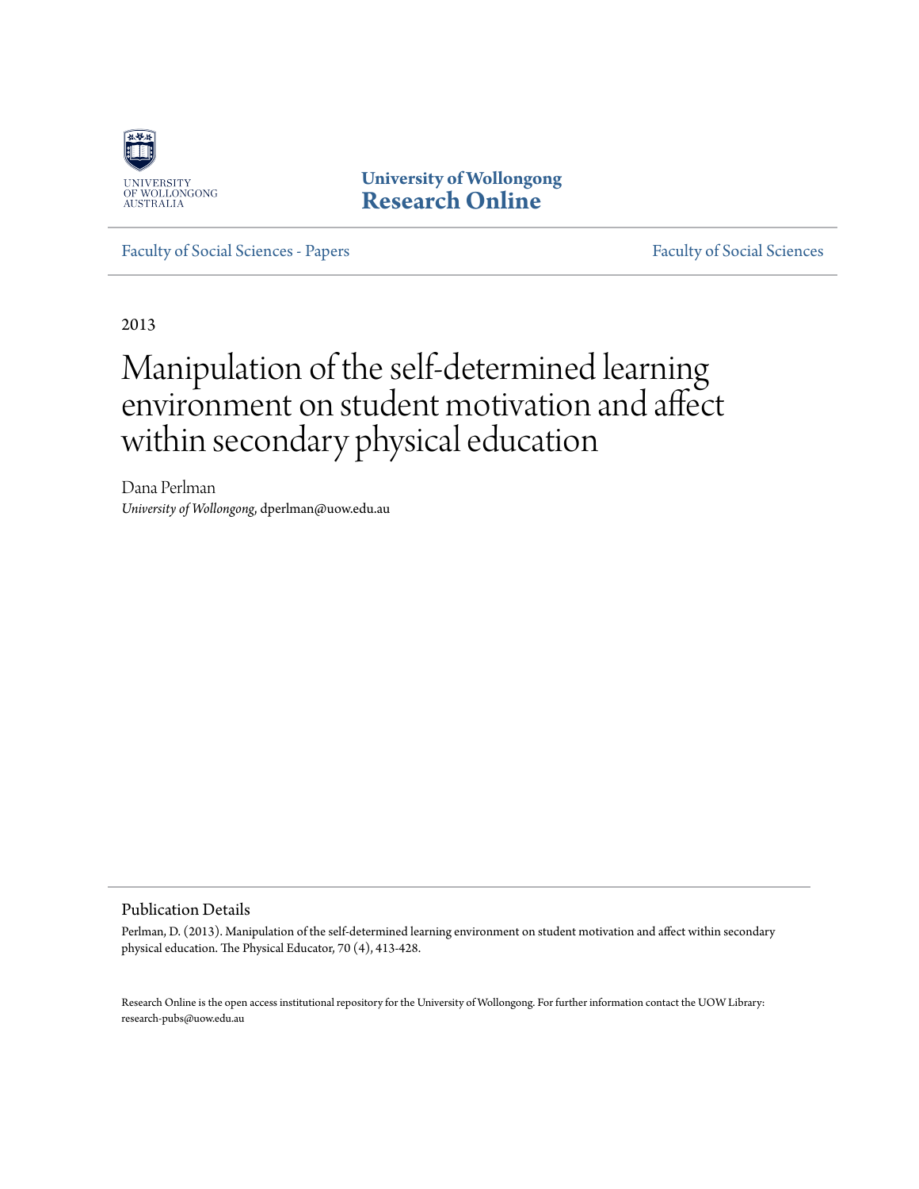UNIVERSITY OF WOLLONGONG AUSTRALIA

**University of Wollongong**
**Research Online**

Faculty of Social Sciences - Papers | Faculty of Social Sciences

2013

# Manipulation of the self-determined learning environment on student motivation and affect within secondary physical education

Dana Perlman
*University of Wollongong*, dperlman@uow.edu.au

## Publication Details

Perlman, D. (2013). Manipulation of the self-determined learning environment on student motivation and affect within secondary physical education. The Physical Educator, 70 (4), 413-428.

Research Online is the open access institutional repository for the University of Wollongong. For further information contact the UOW Library: research-pubs@uow.edu.au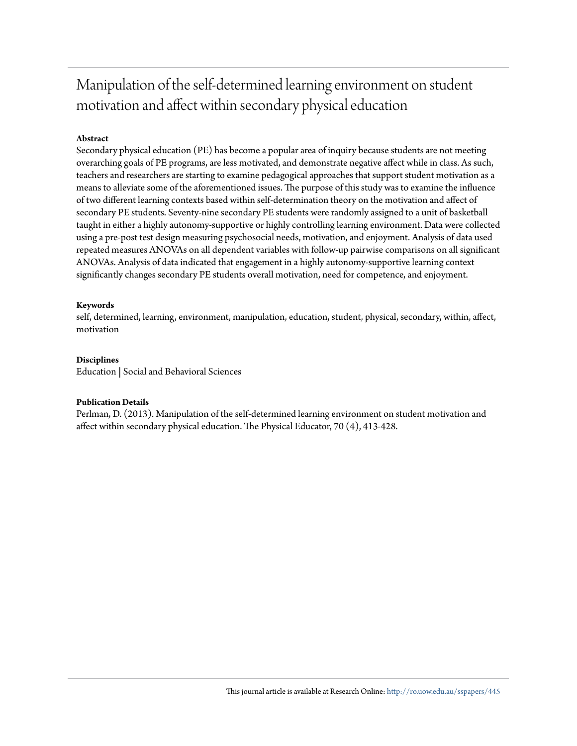# Manipulation of the self-determined learning environment on student motivation and affect within secondary physical education

**Abstract**

Secondary physical education (PE) has become a popular area of inquiry because students are not meeting overarching goals of PE programs, are less motivated, and demonstrate negative affect while in class. As such, teachers and researchers are starting to examine pedagogical approaches that support student motivation as a means to alleviate some of the aforementioned issues. The purpose of this study was to examine the influence of two different learning contexts based within self-determination theory on the motivation and affect of secondary PE students. Seventy-nine secondary PE students were randomly assigned to a unit of basketball taught in either a highly autonomy-supportive or highly controlling learning environment. Data were collected using a pre-post test design measuring psychosocial needs, motivation, and enjoyment. Analysis of data used repeated measures ANOVAs on all dependent variables with follow-up pairwise comparisons on all significant ANOVAs. Analysis of data indicated that engagement in a highly autonomy-supportive learning context significantly changes secondary PE students overall motivation, need for competence, and enjoyment.

**Keywords**

self, determined, learning, environment, manipulation, education, student, physical, secondary, within, affect, motivation

**Disciplines**

Education | Social and Behavioral Sciences

**Publication Details**

Perlman, D. (2013). Manipulation of the self-determined learning environment on student motivation and affect within secondary physical education. The Physical Educator, 70 (4), 413-428.

This journal article is available at Research Online: http://ro.uow.edu.au/sspapers/445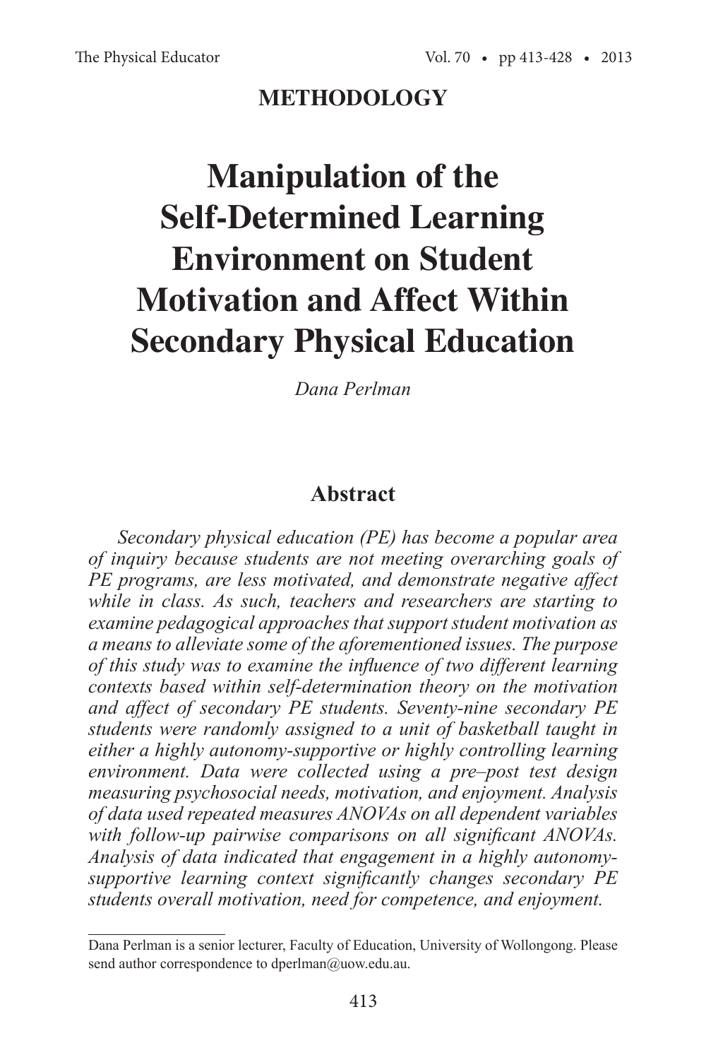## METHODOLOGY

# Manipulation of the Self-Determined Learning Environment on Student Motivation and Affect Within Secondary Physical Education

*Dana Perlman*

## Abstract

*Secondary physical education (PE) has become a popular area of inquiry because students are not meeting overarching goals of PE programs, are less motivated, and demonstrate negative affect while in class. As such, teachers and researchers are starting to examine pedagogical approaches that support student motivation as a means to alleviate some of the aforementioned issues. The purpose of this study was to examine the influence of two different learning contexts based within self-determination theory on the motivation and affect of secondary PE students. Seventy-nine secondary PE students were randomly assigned to a unit of basketball taught in either a highly autonomy-supportive or highly controlling learning environment. Data were collected using a pre–post test design measuring psychosocial needs, motivation, and enjoyment. Analysis of data used repeated measures ANOVAs on all dependent variables with follow-up pairwise comparisons on all significant ANOVAs. Analysis of data indicated that engagement in a highly autonomy-supportive learning context significantly changes secondary PE students overall motivation, need for competence, and enjoyment.*

---

Dana Perlman is a senior lecturer, Faculty of Education, University of Wollongong. Please send author correspondence to dperlman@uow.edu.au.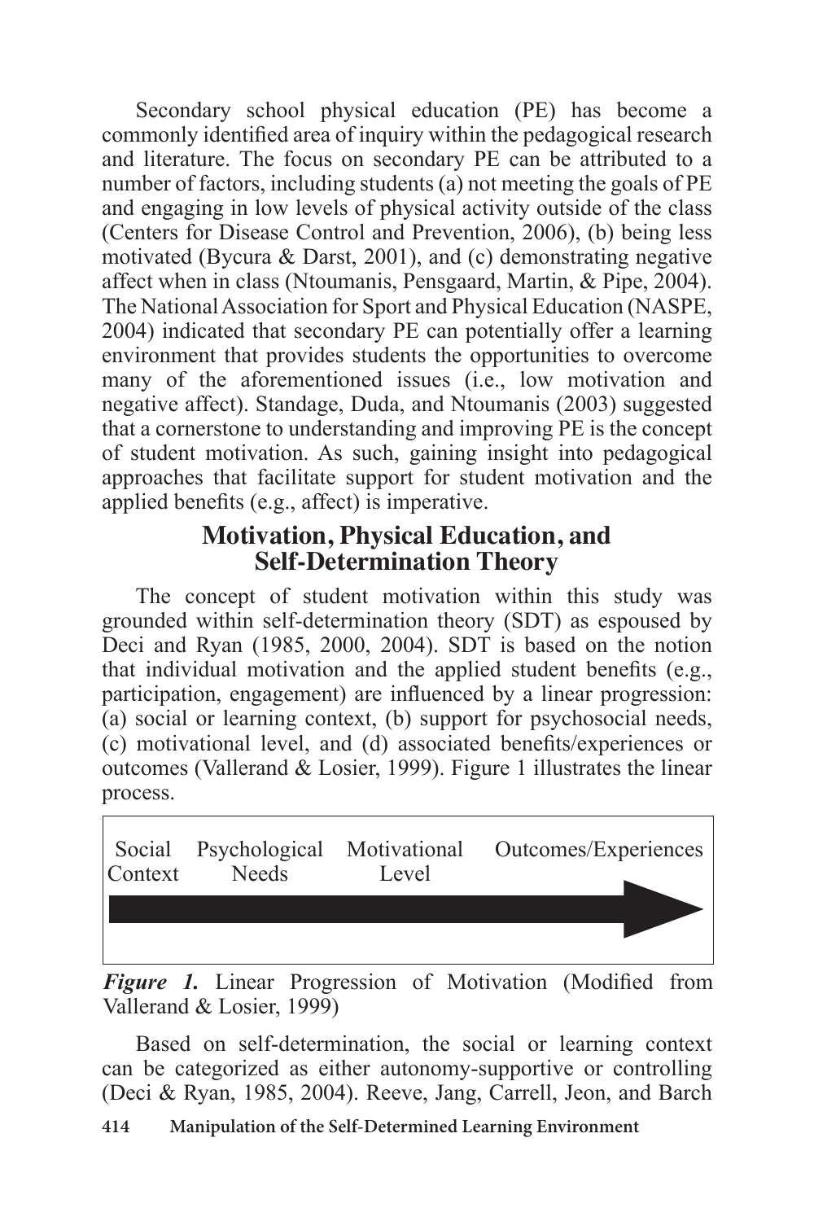Secondary school physical education (PE) has become a commonly identified area of inquiry within the pedagogical research and literature. The focus on secondary PE can be attributed to a number of factors, including students (a) not meeting the goals of PE and engaging in low levels of physical activity outside of the class (Centers for Disease Control and Prevention, 2006), (b) being less motivated (Bycura & Darst, 2001), and (c) demonstrating negative affect when in class (Ntoumanis, Pensgaard, Martin, & Pipe, 2004). The National Association for Sport and Physical Education (NASPE, 2004) indicated that secondary PE can potentially offer a learning environment that provides students the opportunities to overcome many of the aforementioned issues (i.e., low motivation and negative affect). Standage, Duda, and Ntoumanis (2003) suggested that a cornerstone to understanding and improving PE is the concept of student motivation. As such, gaining insight into pedagogical approaches that facilitate support for student motivation and the applied benefits (e.g., affect) is imperative.

## Motivation, Physical Education, and Self-Determination Theory

The concept of student motivation within this study was grounded within self-determination theory (SDT) as espoused by Deci and Ryan (1985, 2000, 2004). SDT is based on the notion that individual motivation and the applied student benefits (e.g., participation, engagement) are influenced by a linear progression: (a) social or learning context, (b) support for psychosocial needs, (c) motivational level, and (d) associated benefits/experiences or outcomes (Vallerand & Losier, 1999). Figure 1 illustrates the linear process.

Social Context → Psychological Needs → Motivational Level → Outcomes/Experiences

***Figure 1.*** Linear Progression of Motivation (Modified from Vallerand & Losier, 1999)

Based on self-determination, the social or learning context can be categorized as either autonomy-supportive or controlling (Deci & Ryan, 1985, 2004). Reeve, Jang, Carrell, Jeon, and Barch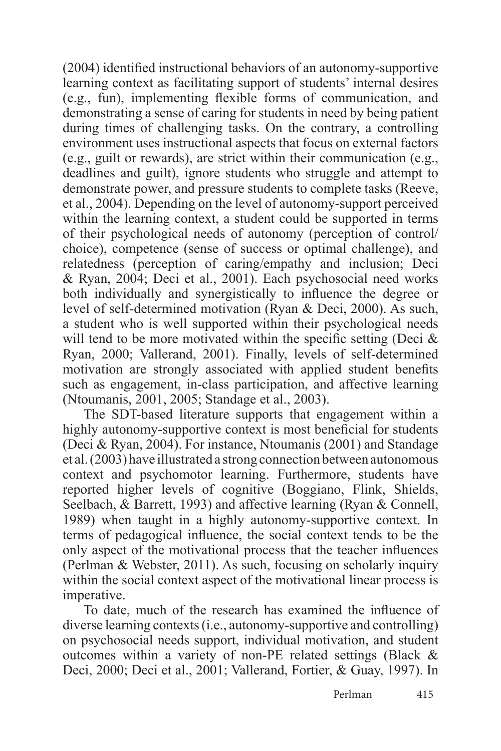(2004) identified instructional behaviors of an autonomy-supportive learning context as facilitating support of students' internal desires (e.g., fun), implementing flexible forms of communication, and demonstrating a sense of caring for students in need by being patient during times of challenging tasks. On the contrary, a controlling environment uses instructional aspects that focus on external factors (e.g., guilt or rewards), are strict within their communication (e.g., deadlines and guilt), ignore students who struggle and attempt to demonstrate power, and pressure students to complete tasks (Reeve, et al., 2004). Depending on the level of autonomy-support perceived within the learning context, a student could be supported in terms of their psychological needs of autonomy (perception of control/choice), competence (sense of success or optimal challenge), and relatedness (perception of caring/empathy and inclusion; Deci & Ryan, 2004; Deci et al., 2001). Each psychosocial need works both individually and synergistically to influence the degree or level of self-determined motivation (Ryan & Deci, 2000). As such, a student who is well supported within their psychological needs will tend to be more motivated within the specific setting (Deci & Ryan, 2000; Vallerand, 2001). Finally, levels of self-determined motivation are strongly associated with applied student benefits such as engagement, in-class participation, and affective learning (Ntoumanis, 2001, 2005; Standage et al., 2003).

The SDT-based literature supports that engagement within a highly autonomy-supportive context is most beneficial for students (Deci & Ryan, 2004). For instance, Ntoumanis (2001) and Standage et al. (2003) have illustrated a strong connection between autonomous context and psychomotor learning. Furthermore, students have reported higher levels of cognitive (Boggiano, Flink, Shields, Seelbach, & Barrett, 1993) and affective learning (Ryan & Connell, 1989) when taught in a highly autonomy-supportive context. In terms of pedagogical influence, the social context tends to be the only aspect of the motivational process that the teacher influences (Perlman & Webster, 2011). As such, focusing on scholarly inquiry within the social context aspect of the motivational linear process is imperative.

To date, much of the research has examined the influence of diverse learning contexts (i.e., autonomy-supportive and controlling) on psychosocial needs support, individual motivation, and student outcomes within a variety of non-PE related settings (Black & Deci, 2000; Deci et al., 2001; Vallerand, Fortier, & Guay, 1997). In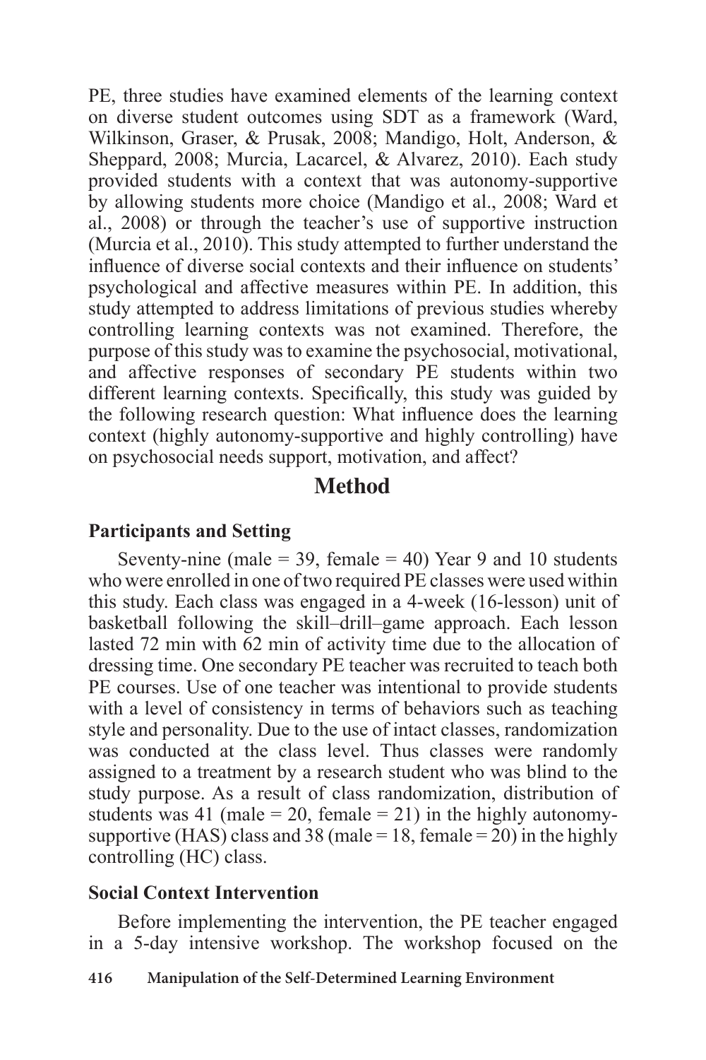PE, three studies have examined elements of the learning context on diverse student outcomes using SDT as a framework (Ward, Wilkinson, Graser, & Prusak, 2008; Mandigo, Holt, Anderson, & Sheppard, 2008; Murcia, Lacarcel, & Alvarez, 2010). Each study provided students with a context that was autonomy-supportive by allowing students more choice (Mandigo et al., 2008; Ward et al., 2008) or through the teacher's use of supportive instruction (Murcia et al., 2010). This study attempted to further understand the influence of diverse social contexts and their influence on students' psychological and affective measures within PE. In addition, this study attempted to address limitations of previous studies whereby controlling learning contexts was not examined. Therefore, the purpose of this study was to examine the psychosocial, motivational, and affective responses of secondary PE students within two different learning contexts. Specifically, this study was guided by the following research question: What influence does the learning context (highly autonomy-supportive and highly controlling) have on psychosocial needs support, motivation, and affect?

# Method

## Participants and Setting

Seventy-nine (male = 39, female = 40) Year 9 and 10 students who were enrolled in one of two required PE classes were used within this study. Each class was engaged in a 4-week (16-lesson) unit of basketball following the skill–drill–game approach. Each lesson lasted 72 min with 62 min of activity time due to the allocation of dressing time. One secondary PE teacher was recruited to teach both PE courses. Use of one teacher was intentional to provide students with a level of consistency in terms of behaviors such as teaching style and personality. Due to the use of intact classes, randomization was conducted at the class level. Thus classes were randomly assigned to a treatment by a research student who was blind to the study purpose. As a result of class randomization, distribution of students was 41 (male = 20, female = 21) in the highly autonomy-supportive (HAS) class and 38 (male = 18, female = 20) in the highly controlling (HC) class.

## Social Context Intervention

Before implementing the intervention, the PE teacher engaged in a 5-day intensive workshop. The workshop focused on the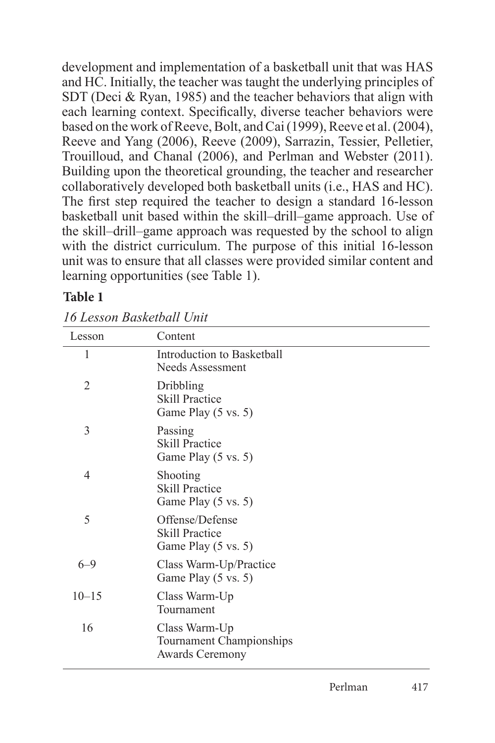development and implementation of a basketball unit that was HAS and HC. Initially, the teacher was taught the underlying principles of SDT (Deci & Ryan, 1985) and the teacher behaviors that align with each learning context. Specifically, diverse teacher behaviors were based on the work of Reeve, Bolt, and Cai (1999), Reeve et al. (2004), Reeve and Yang (2006), Reeve (2009), Sarrazin, Tessier, Pelletier, Trouilloud, and Chanal (2006), and Perlman and Webster (2011). Building upon the theoretical grounding, the teacher and researcher collaboratively developed both basketball units (i.e., HAS and HC). The first step required the teacher to design a standard 16-lesson basketball unit based within the skill–drill–game approach. Use of the skill–drill–game approach was requested by the school to align with the district curriculum. The purpose of this initial 16-lesson unit was to ensure that all classes were provided similar content and learning opportunities (see Table 1).

**Table 1**

*16 Lesson Basketball Unit*

| Lesson | Content |
|---|---|
| 1 | Introduction to Basketball<br>Needs Assessment |
| 2 | Dribbling<br>Skill Practice<br>Game Play (5 vs. 5) |
| 3 | Passing<br>Skill Practice<br>Game Play (5 vs. 5) |
| 4 | Shooting<br>Skill Practice<br>Game Play (5 vs. 5) |
| 5 | Offense/Defense<br>Skill Practice<br>Game Play (5 vs. 5) |
| 6–9 | Class Warm-Up/Practice<br>Game Play (5 vs. 5) |
| 10–15 | Class Warm-Up<br>Tournament |
| 16 | Class Warm-Up<br>Tournament Championships<br>Awards Ceremony |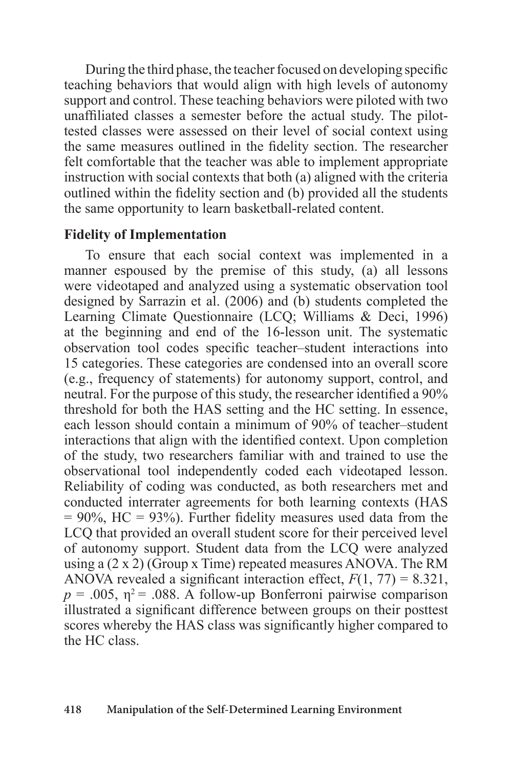During the third phase, the teacher focused on developing specific teaching behaviors that would align with high levels of autonomy support and control. These teaching behaviors were piloted with two unaffiliated classes a semester before the actual study. The pilot-tested classes were assessed on their level of social context using the same measures outlined in the fidelity section. The researcher felt comfortable that the teacher was able to implement appropriate instruction with social contexts that both (a) aligned with the criteria outlined within the fidelity section and (b) provided all the students the same opportunity to learn basketball-related content.

### Fidelity of Implementation

To ensure that each social context was implemented in a manner espoused by the premise of this study, (a) all lessons were videotaped and analyzed using a systematic observation tool designed by Sarrazin et al. (2006) and (b) students completed the Learning Climate Questionnaire (LCQ; Williams & Deci, 1996) at the beginning and end of the 16-lesson unit. The systematic observation tool codes specific teacher–student interactions into 15 categories. These categories are condensed into an overall score (e.g., frequency of statements) for autonomy support, control, and neutral. For the purpose of this study, the researcher identified a 90% threshold for both the HAS setting and the HC setting. In essence, each lesson should contain a minimum of 90% of teacher–student interactions that align with the identified context. Upon completion of the study, two researchers familiar with and trained to use the observational tool independently coded each videotaped lesson. Reliability of coding was conducted, as both researchers met and conducted interrater agreements for both learning contexts (HAS = 90%, HC = 93%). Further fidelity measures used data from the LCQ that provided an overall student score for their perceived level of autonomy support. Student data from the LCQ were analyzed using a (2 x 2) (Group x Time) repeated measures ANOVA. The RM ANOVA revealed a significant interaction effect, $F(1, 77) = 8.321$, $p = .005$, $\eta^2 = .088$. A follow-up Bonferroni pairwise comparison illustrated a significant difference between groups on their posttest scores whereby the HAS class was significantly higher compared to the HC class.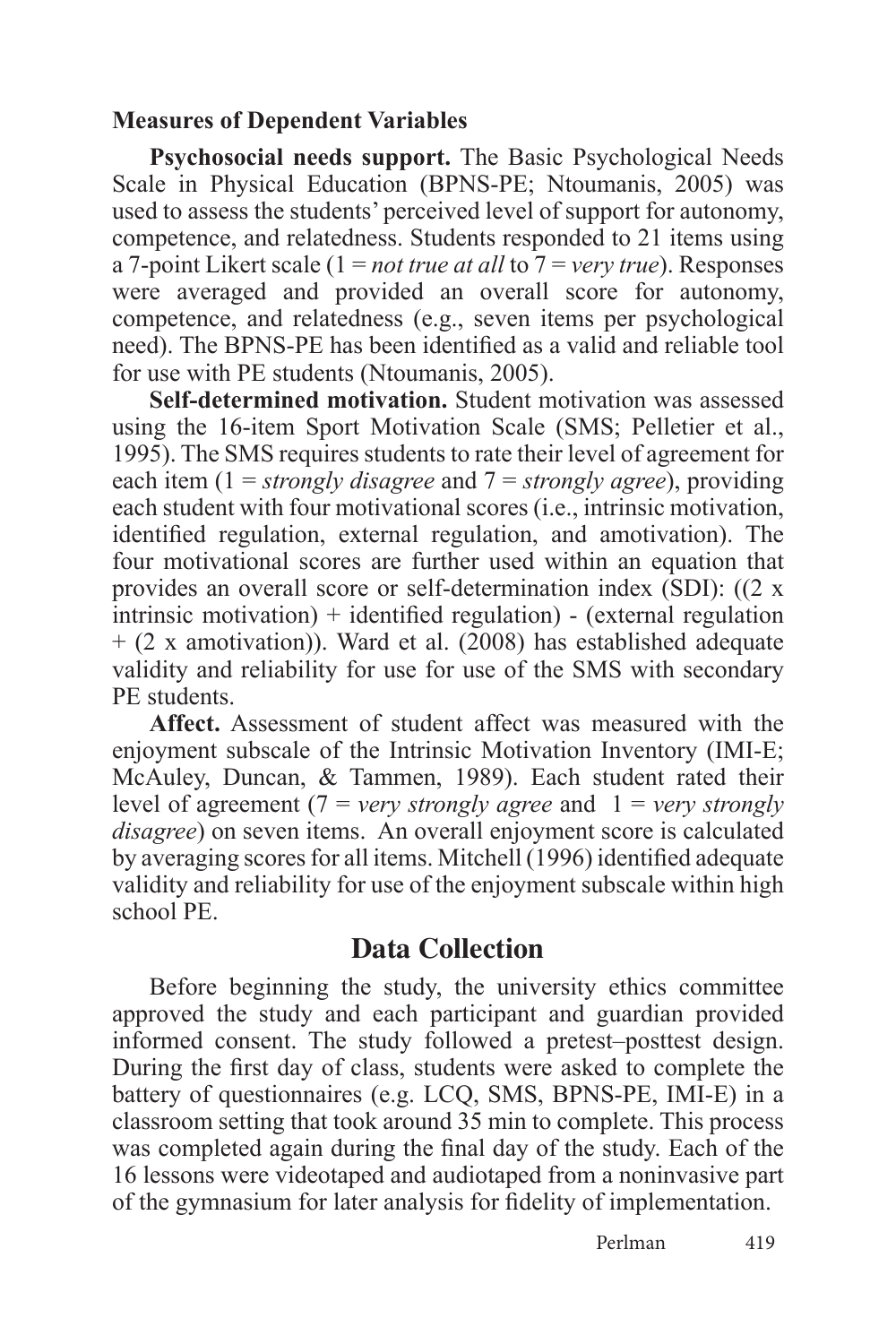### Measures of Dependent Variables

**Psychosocial needs support.** The Basic Psychological Needs Scale in Physical Education (BPNS-PE; Ntoumanis, 2005) was used to assess the students' perceived level of support for autonomy, competence, and relatedness. Students responded to 21 items using a 7-point Likert scale (1 = *not true at all* to 7 = *very true*). Responses were averaged and provided an overall score for autonomy, competence, and relatedness (e.g., seven items per psychological need). The BPNS-PE has been identified as a valid and reliable tool for use with PE students (Ntoumanis, 2005).

**Self-determined motivation.** Student motivation was assessed using the 16-item Sport Motivation Scale (SMS; Pelletier et al., 1995). The SMS requires students to rate their level of agreement for each item (1 = *strongly disagree* and 7 = *strongly agree*), providing each student with four motivational scores (i.e., intrinsic motivation, identified regulation, external regulation, and amotivation). The four motivational scores are further used within an equation that provides an overall score or self-determination index (SDI): ((2 x intrinsic motivation) + identified regulation) - (external regulation + (2 x amotivation)). Ward et al. (2008) has established adequate validity and reliability for use for use of the SMS with secondary PE students.

**Affect.** Assessment of student affect was measured with the enjoyment subscale of the Intrinsic Motivation Inventory (IMI-E; McAuley, Duncan, & Tammen, 1989). Each student rated their level of agreement (7 = *very strongly agree* and 1 = *very strongly disagree*) on seven items. An overall enjoyment score is calculated by averaging scores for all items. Mitchell (1996) identified adequate validity and reliability for use of the enjoyment subscale within high school PE.

## Data Collection

Before beginning the study, the university ethics committee approved the study and each participant and guardian provided informed consent. The study followed a pretest–posttest design. During the first day of class, students were asked to complete the battery of questionnaires (e.g. LCQ, SMS, BPNS-PE, IMI-E) in a classroom setting that took around 35 min to complete. This process was completed again during the final day of the study. Each of the 16 lessons were videotaped and audiotaped from a noninvasive part of the gymnasium for later analysis for fidelity of implementation.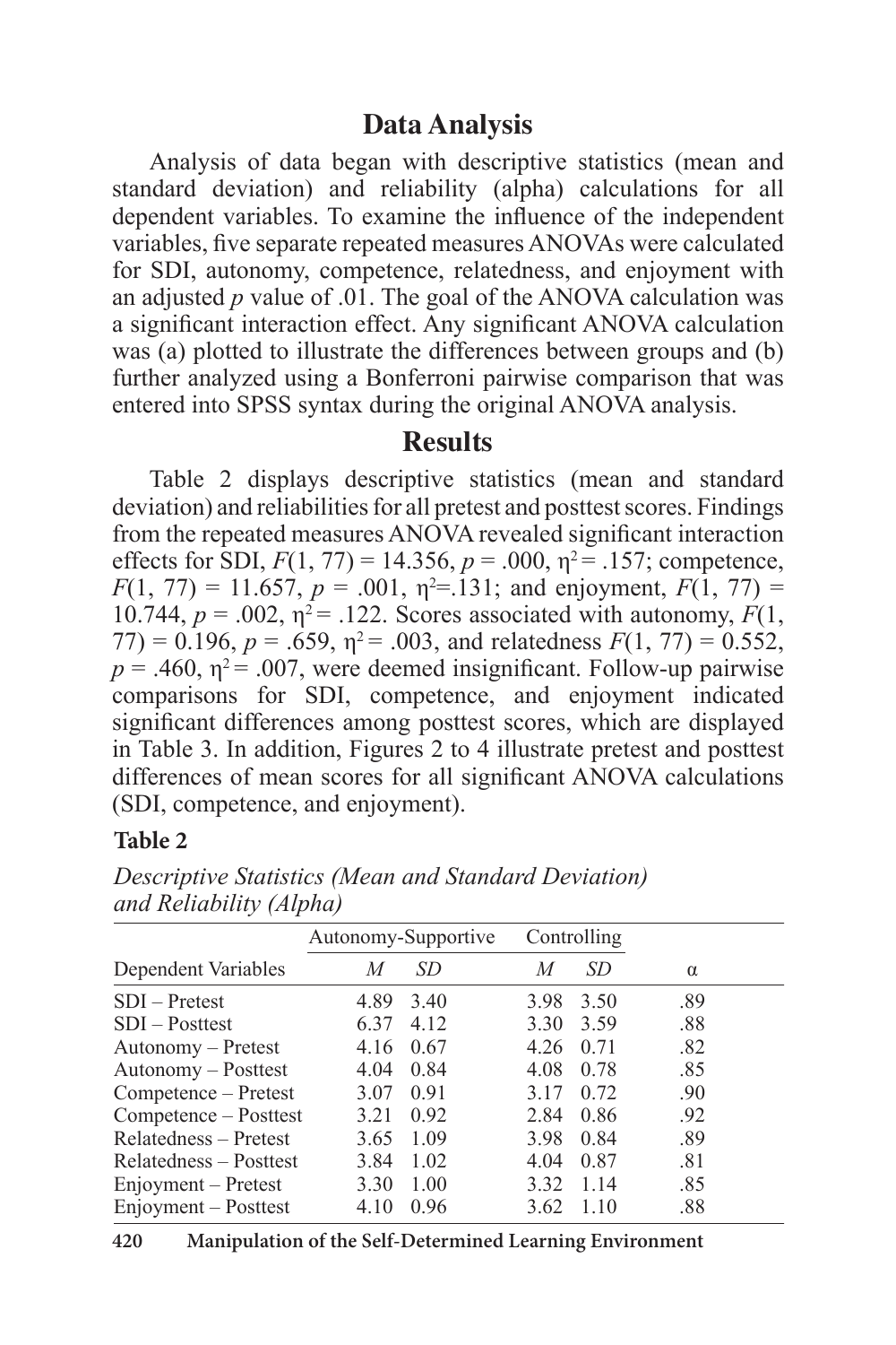## Data Analysis

Analysis of data began with descriptive statistics (mean and standard deviation) and reliability (alpha) calculations for all dependent variables. To examine the influence of the independent variables, five separate repeated measures ANOVAs were calculated for SDI, autonomy, competence, relatedness, and enjoyment with an adjusted *p* value of .01. The goal of the ANOVA calculation was a significant interaction effect. Any significant ANOVA calculation was (a) plotted to illustrate the differences between groups and (b) further analyzed using a Bonferroni pairwise comparison that was entered into SPSS syntax during the original ANOVA analysis.

## Results

Table 2 displays descriptive statistics (mean and standard deviation) and reliabilities for all pretest and posttest scores. Findings from the repeated measures ANOVA revealed significant interaction effects for SDI, $F(1, 77) = 14.356$, $p = .000$, $\eta^2 = .157$; competence, $F(1, 77) = 11.657$, $p = .001$, $\eta^2 = .131$; and enjoyment, $F(1, 77) = 10.744$, $p = .002$, $\eta^2 = .122$. Scores associated with autonomy, $F(1, 77) = 0.196$, $p = .659$, $\eta^2 = .003$, and relatedness $F(1, 77) = 0.552$, $p = .460$, $\eta^2 = .007$, were deemed insignificant. Follow-up pairwise comparisons for SDI, competence, and enjoyment indicated significant differences among posttest scores, which are displayed in Table 3. In addition, Figures 2 to 4 illustrate pretest and posttest differences of mean scores for all significant ANOVA calculations (SDI, competence, and enjoyment).

**Table 2**

*Descriptive Statistics (Mean and Standard Deviation) and Reliability (Alpha)*

| | Autonomy-Supportive | | Controlling | | |
|---|---|---|---|---|---|
| Dependent Variables | *M* | *SD* | *M* | *SD* | α |
| SDI – Pretest | 4.89 | 3.40 | 3.98 | 3.50 | .89 |
| SDI – Posttest | 6.37 | 4.12 | 3.30 | 3.59 | .88 |
| Autonomy – Pretest | 4.16 | 0.67 | 4.26 | 0.71 | .82 |
| Autonomy – Posttest | 4.04 | 0.84 | 4.08 | 0.78 | .85 |
| Competence – Pretest | 3.07 | 0.91 | 3.17 | 0.72 | .90 |
| Competence – Posttest | 3.21 | 0.92 | 2.84 | 0.86 | .92 |
| Relatedness – Pretest | 3.65 | 1.09 | 3.98 | 0.84 | .89 |
| Relatedness – Posttest | 3.84 | 1.02 | 4.04 | 0.87 | .81 |
| Enjoyment – Pretest | 3.30 | 1.00 | 3.32 | 1.14 | .85 |
| Enjoyment – Posttest | 4.10 | 0.96 | 3.62 | 1.10 | .88 |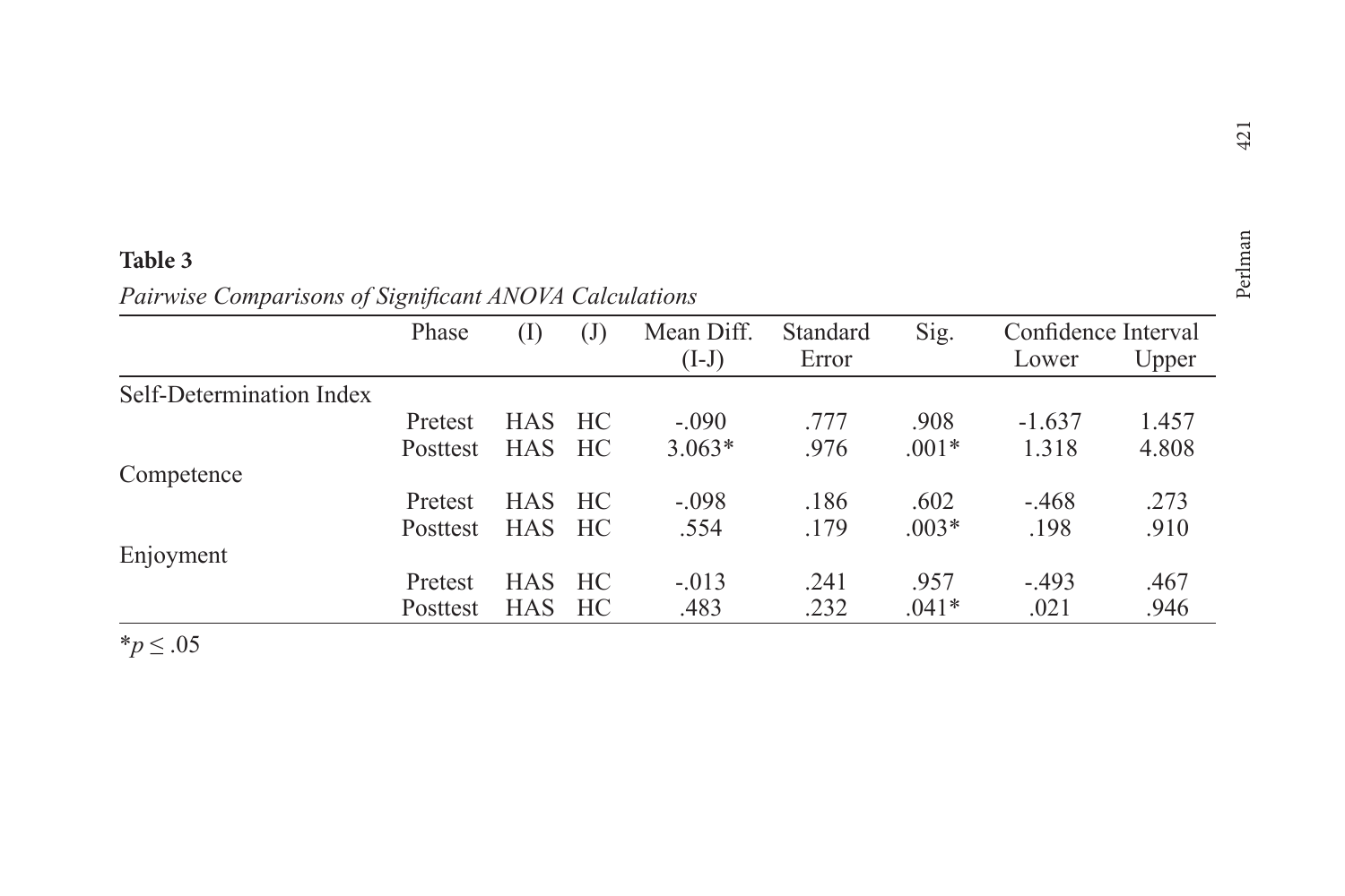**Table 3**

*Pairwise Comparisons of Significant ANOVA Calculations*

| | Phase | (I) | (J) | Mean Diff. (I-J) | Standard Error | Sig. | Confidence Interval Lower | Confidence Interval Upper |
|---|---|---|---|---|---|---|---|---|
| Self-Determination Index | | | | | | | | |
| | Pretest | HAS | HC | -.090 | .777 | .908 | -1.637 | 1.457 |
| | Posttest | HAS | HC | 3.063* | .976 | .001* | 1.318 | 4.808 |
| Competence | | | | | | | | |
| | Pretest | HAS | HC | -.098 | .186 | .602 | -.468 | .273 |
| | Posttest | HAS | HC | .554 | .179 | .003* | .198 | .910 |
| Enjoyment | | | | | | | | |
| | Pretest | HAS | HC | -.013 | .241 | .957 | -.493 | .467 |
| | Posttest | HAS | HC | .483 | .232 | .041* | .021 | .946 |

*$p \leq .05$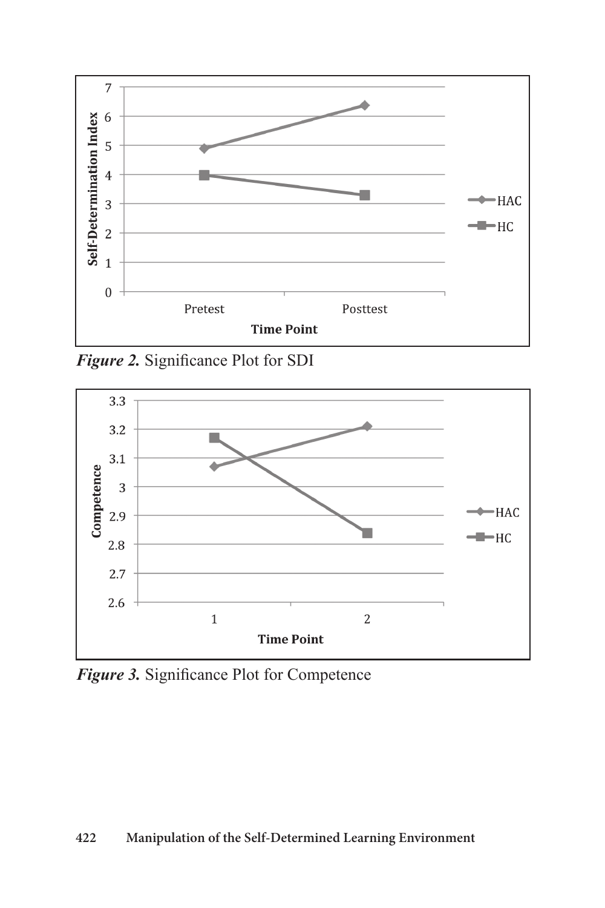*Figure 2.* Significance Plot for SDI

*Figure 3.* Significance Plot for Competence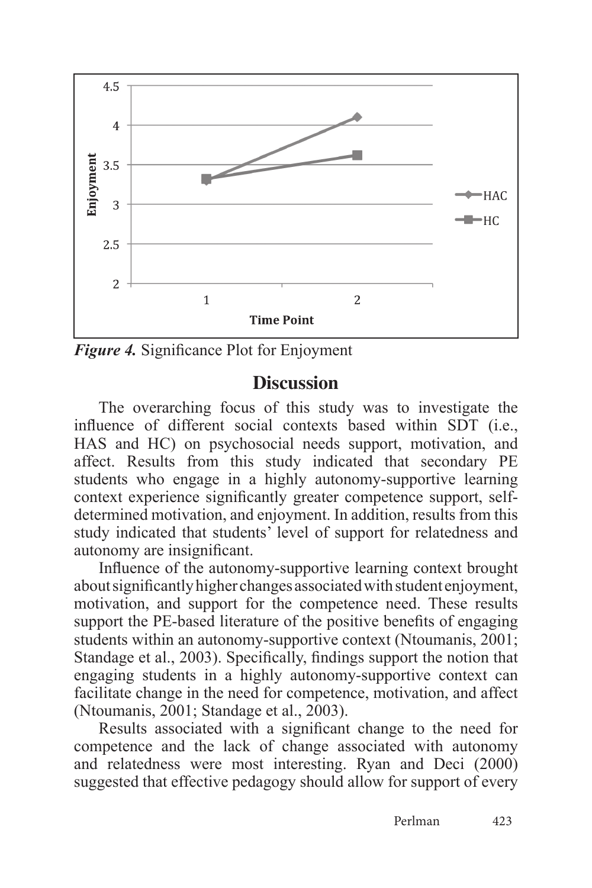*Figure 4.* Significance Plot for Enjoyment

## Discussion

The overarching focus of this study was to investigate the influence of different social contexts based within SDT (i.e., HAS and HC) on psychosocial needs support, motivation, and affect. Results from this study indicated that secondary PE students who engage in a highly autonomy-supportive learning context experience significantly greater competence support, self-determined motivation, and enjoyment. In addition, results from this study indicated that students' level of support for relatedness and autonomy are insignificant.

Influence of the autonomy-supportive learning context brought about significantly higher changes associated with student enjoyment, motivation, and support for the competence need. These results support the PE-based literature of the positive benefits of engaging students within an autonomy-supportive context (Ntoumanis, 2001; Standage et al., 2003). Specifically, findings support the notion that engaging students in a highly autonomy-supportive context can facilitate change in the need for competence, motivation, and affect (Ntoumanis, 2001; Standage et al., 2003).

Results associated with a significant change to the need for competence and the lack of change associated with autonomy and relatedness were most interesting. Ryan and Deci (2000) suggested that effective pedagogy should allow for support of every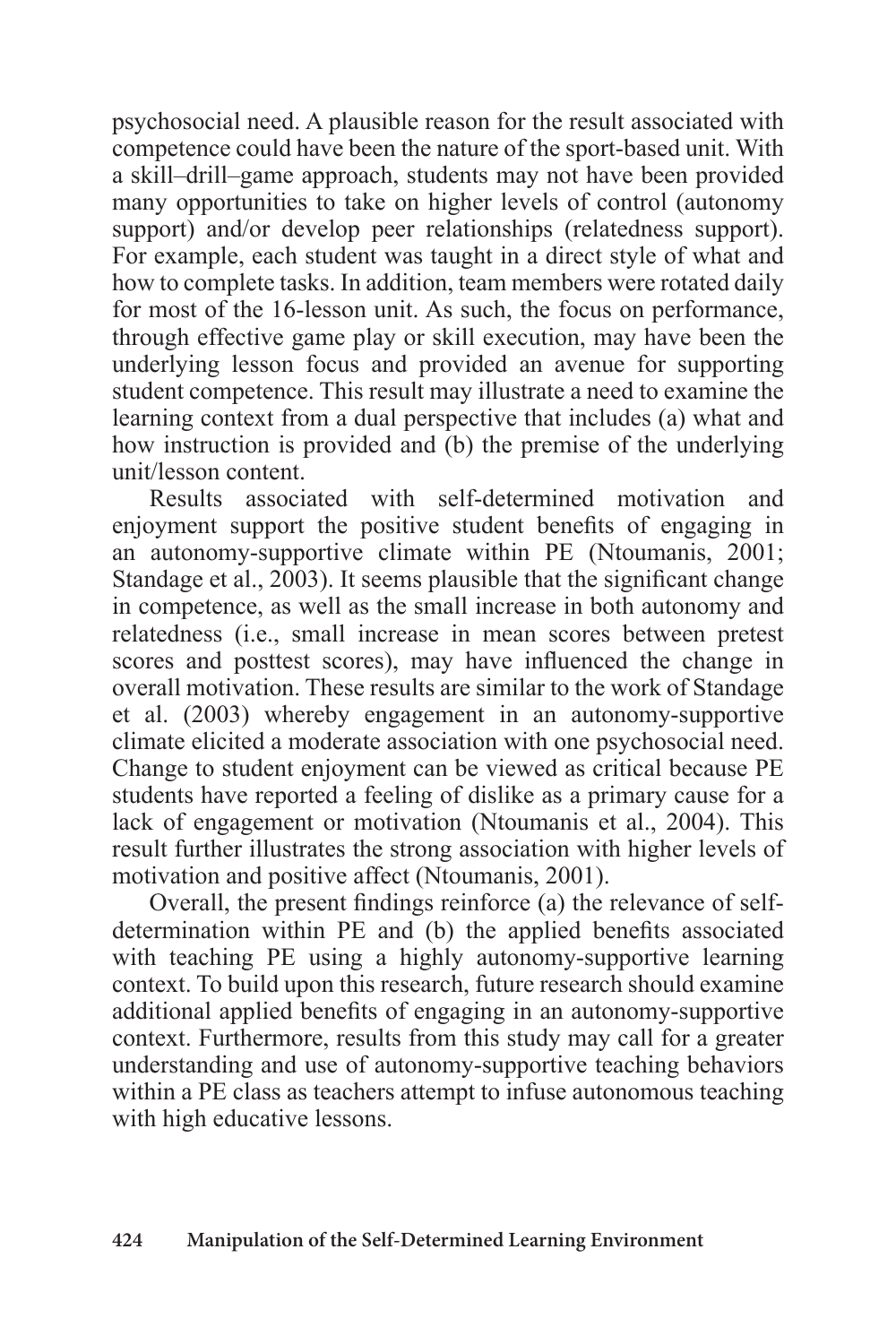psychosocial need. A plausible reason for the result associated with competence could have been the nature of the sport-based unit. With a skill–drill–game approach, students may not have been provided many opportunities to take on higher levels of control (autonomy support) and/or develop peer relationships (relatedness support). For example, each student was taught in a direct style of what and how to complete tasks. In addition, team members were rotated daily for most of the 16-lesson unit. As such, the focus on performance, through effective game play or skill execution, may have been the underlying lesson focus and provided an avenue for supporting student competence. This result may illustrate a need to examine the learning context from a dual perspective that includes (a) what and how instruction is provided and (b) the premise of the underlying unit/lesson content.

Results associated with self-determined motivation and enjoyment support the positive student benefits of engaging in an autonomy-supportive climate within PE (Ntoumanis, 2001; Standage et al., 2003). It seems plausible that the significant change in competence, as well as the small increase in both autonomy and relatedness (i.e., small increase in mean scores between pretest scores and posttest scores), may have influenced the change in overall motivation. These results are similar to the work of Standage et al. (2003) whereby engagement in an autonomy-supportive climate elicited a moderate association with one psychosocial need. Change to student enjoyment can be viewed as critical because PE students have reported a feeling of dislike as a primary cause for a lack of engagement or motivation (Ntoumanis et al., 2004). This result further illustrates the strong association with higher levels of motivation and positive affect (Ntoumanis, 2001).

Overall, the present findings reinforce (a) the relevance of self-determination within PE and (b) the applied benefits associated with teaching PE using a highly autonomy-supportive learning context. To build upon this research, future research should examine additional applied benefits of engaging in an autonomy-supportive context. Furthermore, results from this study may call for a greater understanding and use of autonomy-supportive teaching behaviors within a PE class as teachers attempt to infuse autonomous teaching with high educative lessons.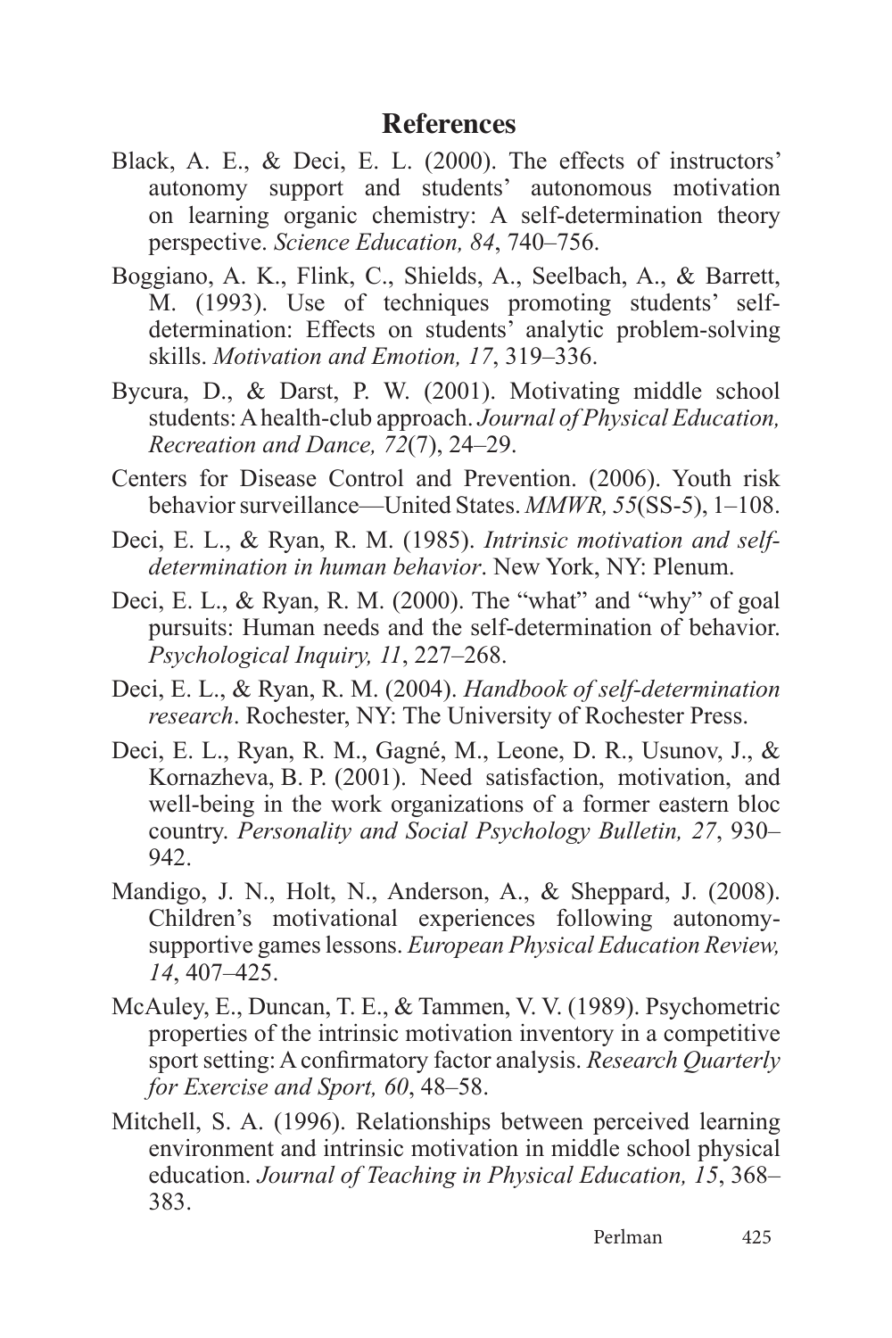## References

Black, A. E., & Deci, E. L. (2000). The effects of instructors' autonomy support and students' autonomous motivation on learning organic chemistry: A self-determination theory perspective. *Science Education, 84*, 740–756.

Boggiano, A. K., Flink, C., Shields, A., Seelbach, A., & Barrett, M. (1993). Use of techniques promoting students' self-determination: Effects on students' analytic problem-solving skills. *Motivation and Emotion, 17*, 319–336.

Bycura, D., & Darst, P. W. (2001). Motivating middle school students: A health-club approach. *Journal of Physical Education, Recreation and Dance, 72*(7), 24–29.

Centers for Disease Control and Prevention. (2006). Youth risk behavior surveillance—United States. *MMWR, 55*(SS-5), 1–108.

Deci, E. L., & Ryan, R. M. (1985). *Intrinsic motivation and self-determination in human behavior*. New York, NY: Plenum.

Deci, E. L., & Ryan, R. M. (2000). The "what" and "why" of goal pursuits: Human needs and the self-determination of behavior. *Psychological Inquiry, 11*, 227–268.

Deci, E. L., & Ryan, R. M. (2004). *Handbook of self-determination research*. Rochester, NY: The University of Rochester Press.

Deci, E. L., Ryan, R. M., Gagné, M., Leone, D. R., Usunov, J., & Kornazheva, B. P. (2001). Need satisfaction, motivation, and well-being in the work organizations of a former eastern bloc country. *Personality and Social Psychology Bulletin, 27*, 930–942.

Mandigo, J. N., Holt, N., Anderson, A., & Sheppard, J. (2008). Children's motivational experiences following autonomy-supportive games lessons. *European Physical Education Review, 14*, 407–425.

McAuley, E., Duncan, T. E., & Tammen, V. V. (1989). Psychometric properties of the intrinsic motivation inventory in a competitive sport setting: A confirmatory factor analysis. *Research Quarterly for Exercise and Sport, 60*, 48–58.

Mitchell, S. A. (1996). Relationships between perceived learning environment and intrinsic motivation in middle school physical education. *Journal of Teaching in Physical Education, 15*, 368–383.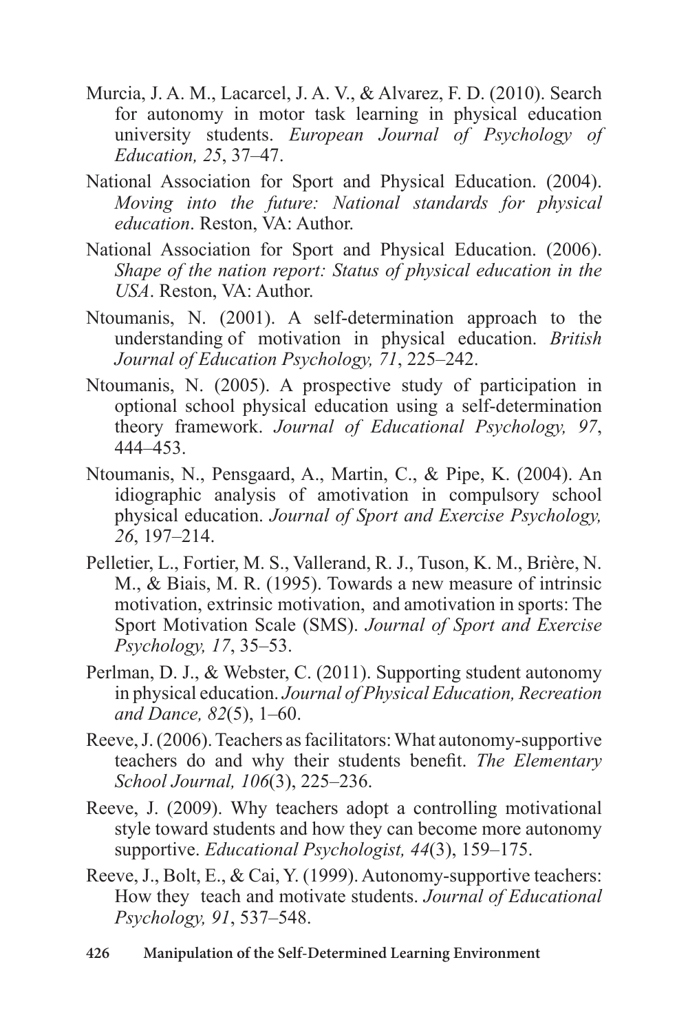Murcia, J. A. M., Lacarcel, J. A. V., & Alvarez, F. D. (2010). Search for autonomy in motor task learning in physical education university students. *European Journal of Psychology of Education, 25*, 37–47.

National Association for Sport and Physical Education. (2004). *Moving into the future: National standards for physical education*. Reston, VA: Author.

National Association for Sport and Physical Education. (2006). *Shape of the nation report: Status of physical education in the USA*. Reston, VA: Author.

Ntoumanis, N. (2001). A self-determination approach to the understanding of motivation in physical education. *British Journal of Education Psychology, 71*, 225–242.

Ntoumanis, N. (2005). A prospective study of participation in optional school physical education using a self-determination theory framework. *Journal of Educational Psychology, 97*, 444–453.

Ntoumanis, N., Pensgaard, A., Martin, C., & Pipe, K. (2004). An idiographic analysis of amotivation in compulsory school physical education. *Journal of Sport and Exercise Psychology, 26*, 197–214.

Pelletier, L., Fortier, M. S., Vallerand, R. J., Tuson, K. M., Brière, N. M., & Biais, M. R. (1995). Towards a new measure of intrinsic motivation, extrinsic motivation, and amotivation in sports: The Sport Motivation Scale (SMS). *Journal of Sport and Exercise Psychology, 17*, 35–53.

Perlman, D. J., & Webster, C. (2011). Supporting student autonomy in physical education. *Journal of Physical Education, Recreation and Dance, 82*(5), 1–60.

Reeve, J. (2006). Teachers as facilitators: What autonomy-supportive teachers do and why their students benefit. *The Elementary School Journal, 106*(3), 225–236.

Reeve, J. (2009). Why teachers adopt a controlling motivational style toward students and how they can become more autonomy supportive. *Educational Psychologist, 44*(3), 159–175.

Reeve, J., Bolt, E., & Cai, Y. (1999). Autonomy-supportive teachers: How they teach and motivate students. *Journal of Educational Psychology, 91*, 537–548.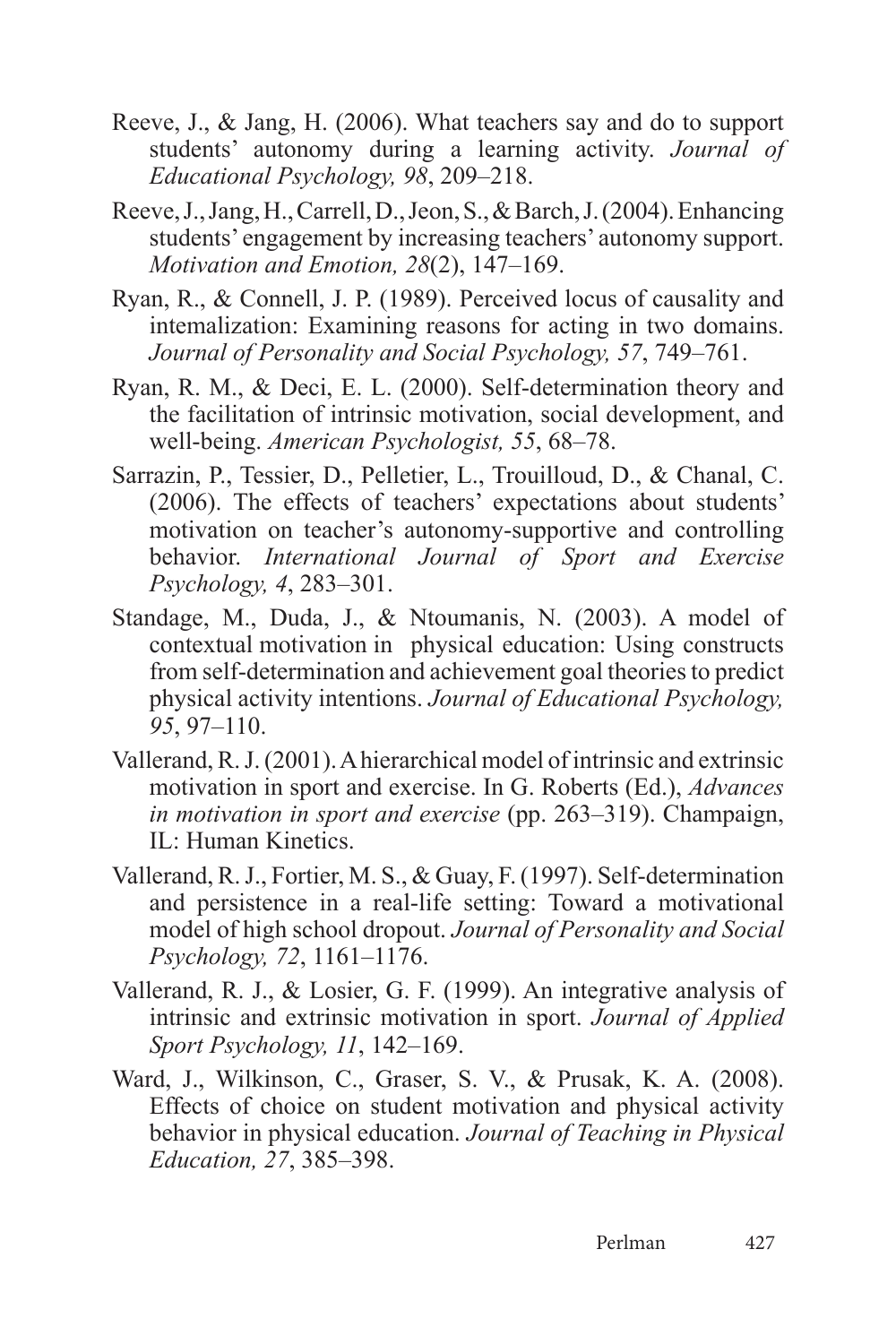Reeve, J., & Jang, H. (2006). What teachers say and do to support students' autonomy during a learning activity. *Journal of Educational Psychology, 98*, 209–218.

Reeve, J., Jang, H., Carrell, D., Jeon, S., & Barch, J. (2004). Enhancing students' engagement by increasing teachers' autonomy support. *Motivation and Emotion, 28*(2), 147–169.

Ryan, R., & Connell, J. P. (1989). Perceived locus of causality and intemalization: Examining reasons for acting in two domains. *Journal of Personality and Social Psychology, 57*, 749–761.

Ryan, R. M., & Deci, E. L. (2000). Self-determination theory and the facilitation of intrinsic motivation, social development, and well-being. *American Psychologist, 55*, 68–78.

Sarrazin, P., Tessier, D., Pelletier, L., Trouilloud, D., & Chanal, C. (2006). The effects of teachers' expectations about students' motivation on teacher's autonomy-supportive and controlling behavior. *International Journal of Sport and Exercise Psychology, 4*, 283–301.

Standage, M., Duda, J., & Ntoumanis, N. (2003). A model of contextual motivation in physical education: Using constructs from self-determination and achievement goal theories to predict physical activity intentions. *Journal of Educational Psychology, 95*, 97–110.

Vallerand, R. J. (2001). A hierarchical model of intrinsic and extrinsic motivation in sport and exercise. In G. Roberts (Ed.), *Advances in motivation in sport and exercise* (pp. 263–319). Champaign, IL: Human Kinetics.

Vallerand, R. J., Fortier, M. S., & Guay, F. (1997). Self-determination and persistence in a real-life setting: Toward a motivational model of high school dropout. *Journal of Personality and Social Psychology, 72*, 1161–1176.

Vallerand, R. J., & Losier, G. F. (1999). An integrative analysis of intrinsic and extrinsic motivation in sport. *Journal of Applied Sport Psychology, 11*, 142–169.

Ward, J., Wilkinson, C., Graser, S. V., & Prusak, K. A. (2008). Effects of choice on student motivation and physical activity behavior in physical education. *Journal of Teaching in Physical Education, 27*, 385–398.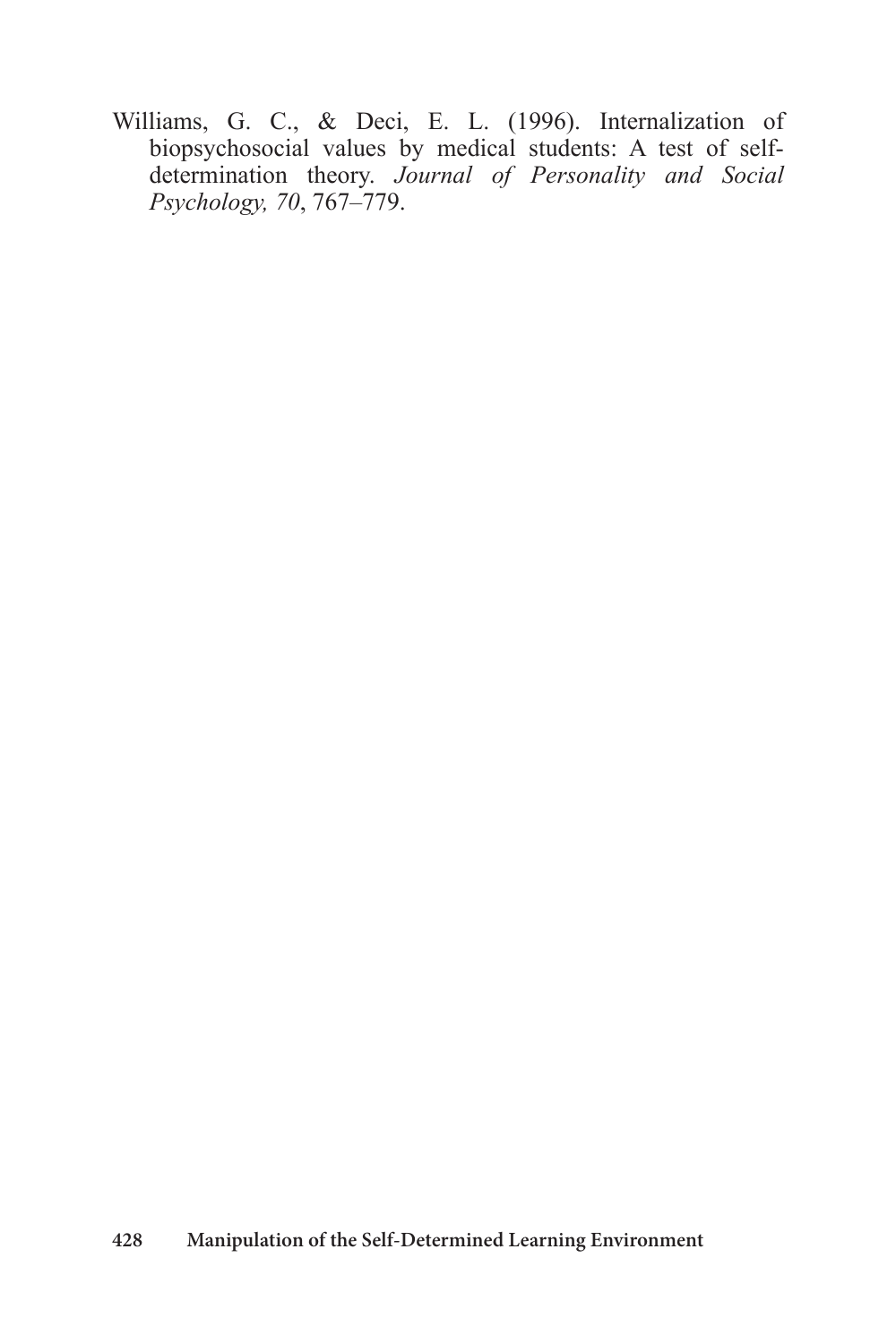Williams, G. C., & Deci, E. L. (1996). Internalization of biopsychosocial values by medical students: A test of self-determination theory. *Journal of Personality and Social Psychology, 70*, 767–779.